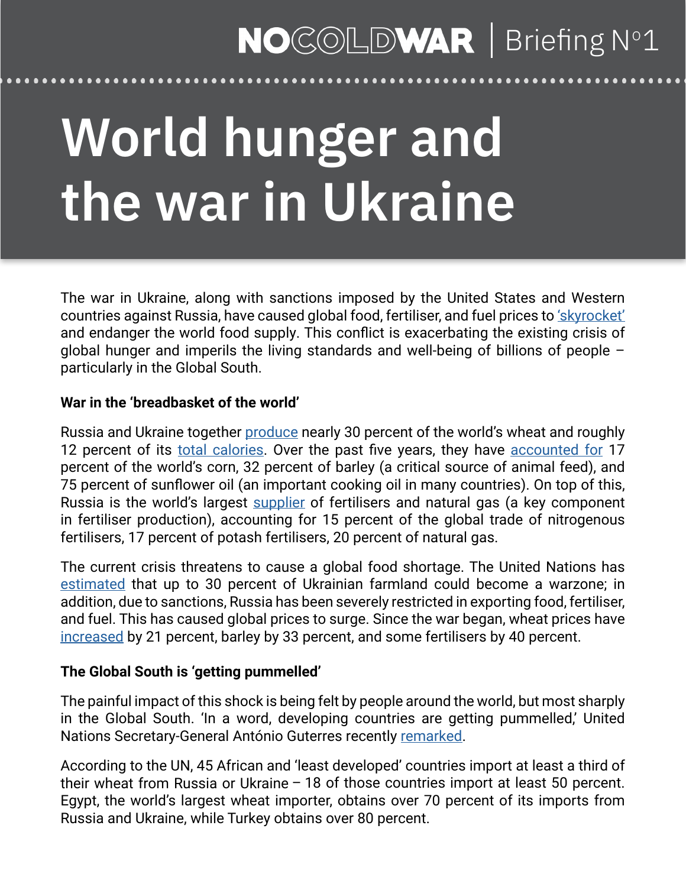NOCOLDWAR | Briefing Nº1

# World hunger and the war in Ukraine

The war in Ukraine, along with sanctions imposed by the United States and Western countries against Russia, have caused global food, fertiliser, and fuel prices to 'skyrocket' and endanger the world food supply. This conflict is exacerbating the existing crisis of global hunger and imperils the living standards and well-being of billions of people – particularly in the Global South.

**War in the 'breadbasket of the world'**

Russia and Ukraine together produce nearly 30 percent of the world's wheat and roughly 12 percent of its total calories. Over the past five years, they have accounted for 17 percent of the world's corn, 32 percent of barley (a critical source of animal feed), and 75 percent of sunflower oil (an important cooking oil in many countries). On top of this, Russia is the world's largest supplier of fertilisers and natural gas (a key component in fertiliser production), accounting for 15 percent of the global trade of nitrogenous fertilisers, 17 percent of potash fertilisers, 20 percent of natural gas.

The current crisis threatens to cause a global food shortage. The United Nations has estimated that up to 30 percent of Ukrainian farmland could become a warzone; in addition, due to sanctions, Russia has been severely restricted in exporting food, fertiliser, and fuel. This has caused global prices to surge. Since the war began, wheat prices have increased by 21 percent, barley by 33 percent, and some fertilisers by 40 percent.

**The Global South is 'getting pummelled'**

The painful impact of this shock is being felt by people around the world, but most sharply in the Global South. 'In a word, developing countries are getting pummelled,' United Nations Secretary-General António Guterres recently remarked.

According to the UN, 45 African and 'least developed' countries import at least a third of their wheat from Russia or Ukraine – 18 of those countries import at least 50 percent. Egypt, the world's largest wheat importer, obtains over 70 percent of its imports from Russia and Ukraine, while Turkey obtains over 80 percent.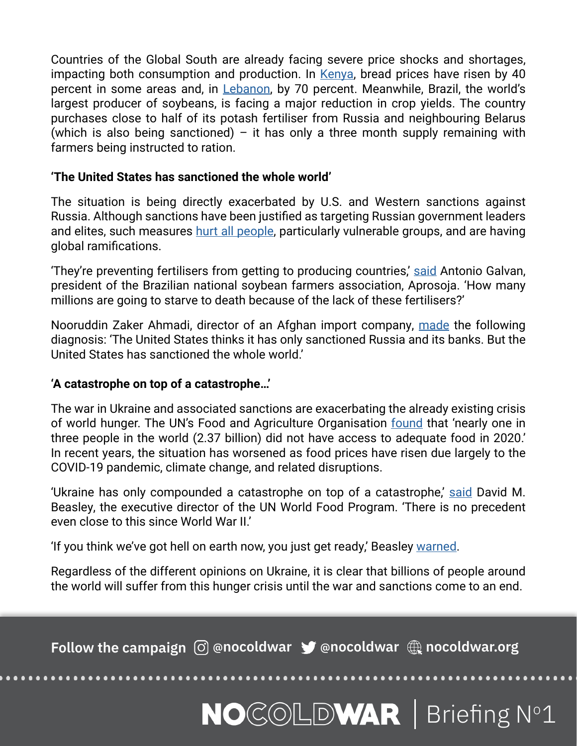Countries of the Global South are already facing severe price shocks and shortages, impacting both consumption and production. In Kenya, bread prices have risen by 40 percent in some areas and, in Lebanon, by 70 percent. Meanwhile, Brazil, the world's largest producer of soybeans, is facing a major reduction in crop yields. The country purchases close to half of its potash fertiliser from Russia and neighbouring Belarus (which is also being sanctioned) – it has only a three month supply remaining with farmers being instructed to ration.

**'The United States has sanctioned the whole world'**

The situation is being directly exacerbated by U.S. and Western sanctions against Russia. Although sanctions have been justified as targeting Russian government leaders and elites, such measures hurt all people, particularly vulnerable groups, and are having global ramifications.

'They're preventing fertilisers from getting to producing countries,' said Antonio Galvan, president of the Brazilian national soybean farmers association, Aprosoja. 'How many millions are going to starve to death because of the lack of these fertilisers?'

Nooruddin Zaker Ahmadi, director of an Afghan import company, made the following diagnosis: 'The United States thinks it has only sanctioned Russia and its banks. But the United States has sanctioned the whole world.'

**'A catastrophe on top of a catastrophe…'**

The war in Ukraine and associated sanctions are exacerbating the already existing crisis of world hunger. The UN's Food and Agriculture Organisation found that 'nearly one in three people in the world (2.37 billion) did not have access to adequate food in 2020.' In recent years, the situation has worsened as food prices have risen due largely to the COVID-19 pandemic, climate change, and related disruptions.

'Ukraine has only compounded a catastrophe on top of a catastrophe,' said David M. Beasley, the executive director of the UN World Food Program. 'There is no precedent even close to this since World War II.'

'If you think we've got hell on earth now, you just get ready,' Beasley warned.

Regardless of the different opinions on Ukraine, it is clear that billions of people around the world will suffer from this hunger crisis until the war and sanctions come to an end.

**Follow the campaign** @nocoldwar @nocoldwar nocoldwar.org

NOCOLDWAR | Briefing Nº1